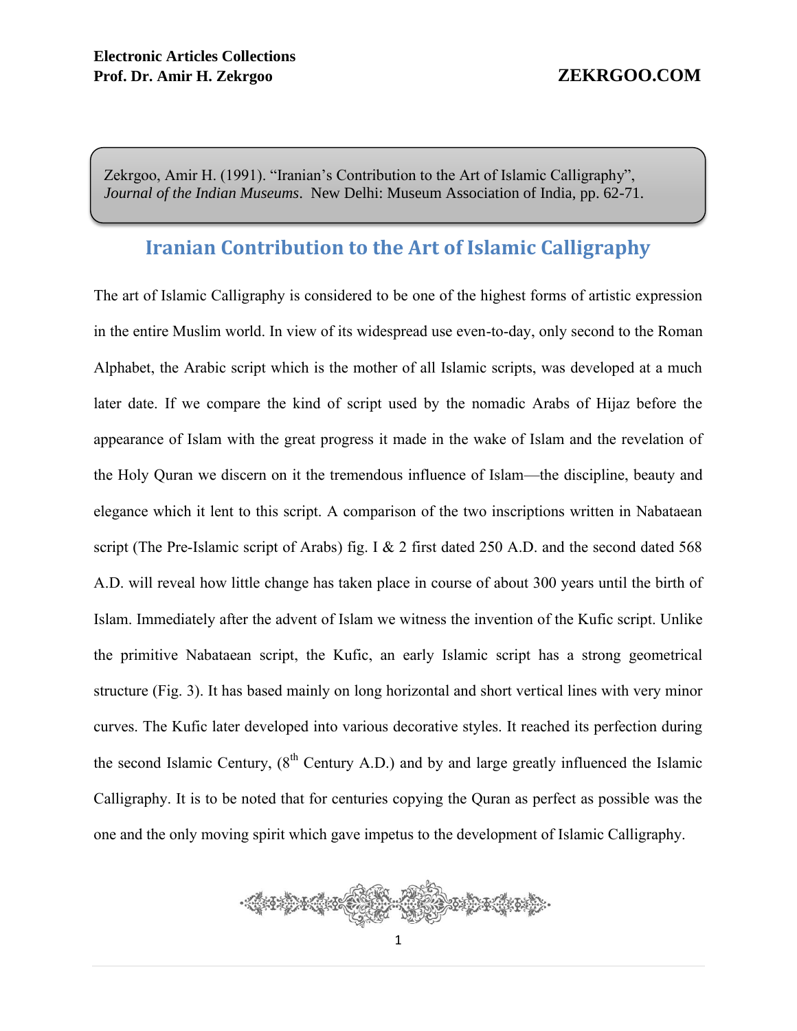Zekrgoo, Amir H. (1991). "Iranian's Contribution to the Art of Islamic Calligraphy", *Journal of the Indian Museums*. New Delhi: Museum Association of India, pp. 62-71.

# Iranian Contribution to the Art of Islamic Calligraphy

The art of Islamic Calligraphy is considered to be one of the highest forms of artistic expression in the entire Muslim world. In view of its widespread use even-to-day, only second to the Roman Alphabet, the Arabic script which is the mother of all Islamic scripts, was developed at a much later date. If we compare the kind of script used by the nomadic Arabs of Hijaz before the appearance of Islam with the great progress it made in the wake of Islam and the revelation of the Holy Quran we discern on it the tremendous influence of Islam—the discipline, beauty and elegance which it lent to this script. A comparison of the two inscriptions written in Nabataean script (The Pre-Islamic script of Arabs) fig. I & 2 first dated 250 A.D. and the second dated 568 A.D. will reveal how little change has taken place in course of about 300 years until the birth of Islam. Immediately after the advent of Islam we witness the invention of the Kufic script. Unlike the primitive Nabataean script, the Kufic, an early Islamic script has a strong geometrical structure (Fig. 3). It has based mainly on long horizontal and short vertical lines with very minor curves. The Kufic later developed into various decorative styles. It reached its perfection during the second Islamic Century, ($8^{th}$ Century A.D.) and by and large greatly influenced the Islamic Calligraphy. It is to be noted that for centuries copying the Quran as perfect as possible was the one and the only moving spirit which gave impetus to the development of Islamic Calligraphy.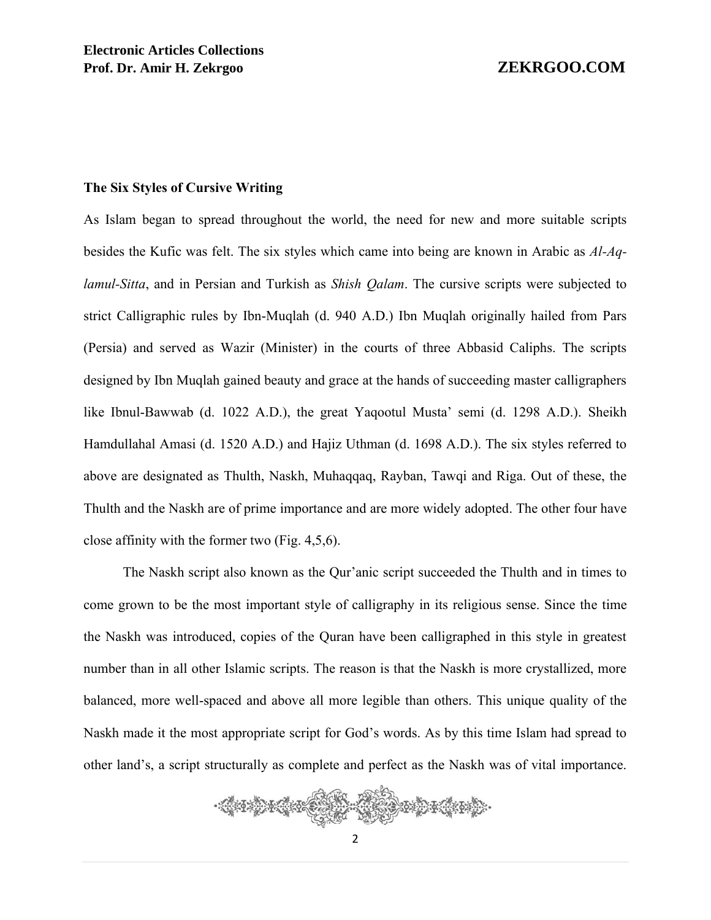**The Six Styles of Cursive Writing**

As Islam began to spread throughout the world, the need for new and more suitable scripts besides the Kufic was felt. The six styles which came into being are known in Arabic as *Al-Aq-lamul-Sitta*, and in Persian and Turkish as *Shish Qalam*. The cursive scripts were subjected to strict Calligraphic rules by Ibn-Muqlah (d. 940 A.D.) Ibn Muqlah originally hailed from Pars (Persia) and served as Wazir (Minister) in the courts of three Abbasid Caliphs. The scripts designed by Ibn Muqlah gained beauty and grace at the hands of succeeding master calligraphers like Ibnul-Bawwab (d. 1022 A.D.), the great Yaqootul Musta' semi (d. 1298 A.D.). Sheikh Hamdullahal Amasi (d. 1520 A.D.) and Hajiz Uthman (d. 1698 A.D.). The six styles referred to above are designated as Thulth, Naskh, Muhaqqaq, Rayban, Tawqi and Riga. Out of these, the Thulth and the Naskh are of prime importance and are more widely adopted. The other four have close affinity with the former two (Fig. 4,5,6).

The Naskh script also known as the Qur'anic script succeeded the Thulth and in times to come grown to be the most important style of calligraphy in its religious sense. Since the time the Naskh was introduced, copies of the Quran have been calligraphed in this style in greatest number than in all other Islamic scripts. The reason is that the Naskh is more crystallized, more balanced, more well-spaced and above all more legible than others. This unique quality of the Naskh made it the most appropriate script for God's words. As by this time Islam had spread to other land's, a script structurally as complete and perfect as the Naskh was of vital importance.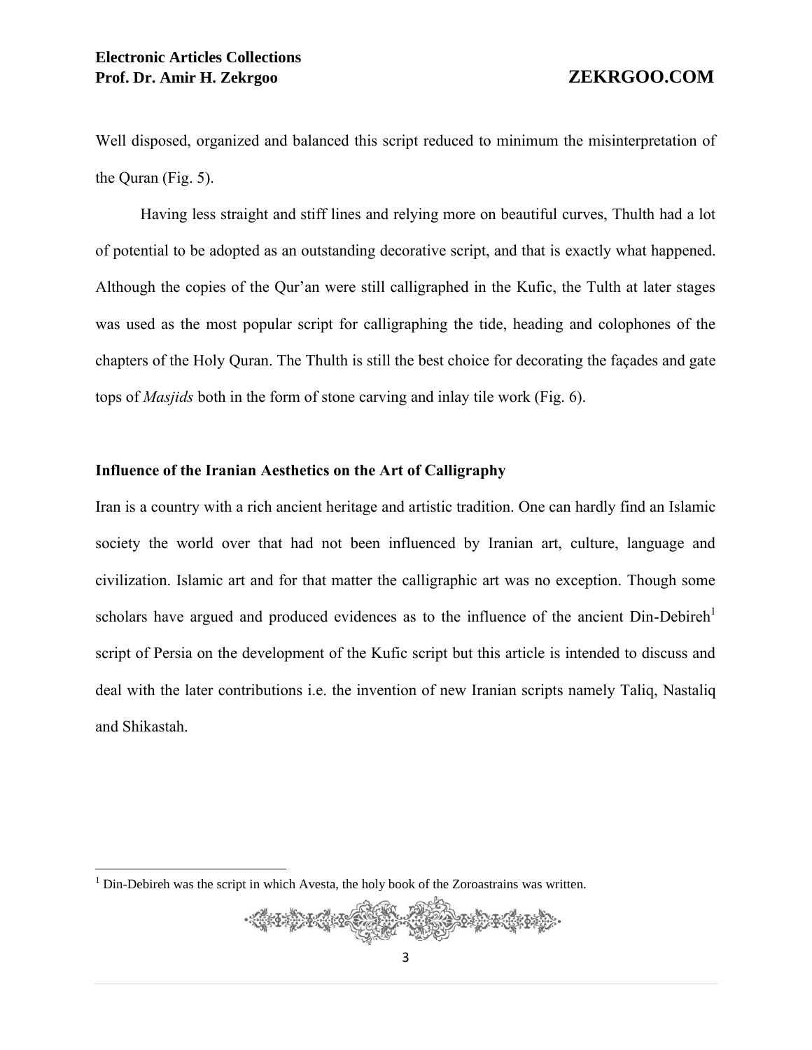Well disposed, organized and balanced this script reduced to minimum the misinterpretation of the Quran (Fig. 5).

Having less straight and stiff lines and relying more on beautiful curves, Thulth had a lot of potential to be adopted as an outstanding decorative script, and that is exactly what happened. Although the copies of the Qur'an were still calligraphed in the Kufic, the Tulth at later stages was used as the most popular script for calligraphing the tide, heading and colophones of the chapters of the Holy Quran. The Thulth is still the best choice for decorating the façades and gate tops of *Masjids* both in the form of stone carving and inlay tile work (Fig. 6).

**Influence of the Iranian Aesthetics on the Art of Calligraphy**

Iran is a country with a rich ancient heritage and artistic tradition. One can hardly find an Islamic society the world over that had not been influenced by Iranian art, culture, language and civilization. Islamic art and for that matter the calligraphic art was no exception. Though some scholars have argued and produced evidences as to the influence of the ancient Din-Debireh[1] script of Persia on the development of the Kufic script but this article is intended to discuss and deal with the later contributions i.e. the invention of new Iranian scripts namely Taliq, Nastaliq and Shikastah.

[1] Din-Debireh was the script in which Avesta, the holy book of the Zoroastrains was written.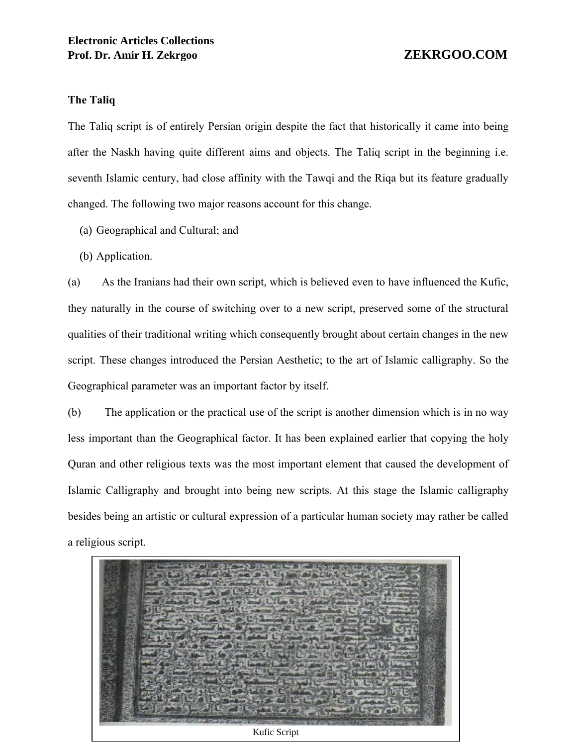### The Taliq

The Taliq script is of entirely Persian origin despite the fact that historically it came into being after the Naskh having quite different aims and objects. The Taliq script in the beginning i.e. seventh Islamic century, had close affinity with the Tawqi and the Riqa but its feature gradually changed. The following two major reasons account for this change.

(a) Geographical and Cultural; and

(b) Application.

(a) As the Iranians had their own script, which is believed even to have influenced the Kufic, they naturally in the course of switching over to a new script, preserved some of the structural qualities of their traditional writing which consequently brought about certain changes in the new script. These changes introduced the Persian Aesthetic; to the art of Islamic calligraphy. So the Geographical parameter was an important factor by itself.

(b) The application or the practical use of the script is another dimension which is in no way less important than the Geographical factor. It has been explained earlier that copying the holy Quran and other religious texts was the most important element that caused the development of Islamic Calligraphy and brought into being new scripts. At this stage the Islamic calligraphy besides being an artistic or cultural expression of a particular human society may rather be called a religious script.

Kufic Script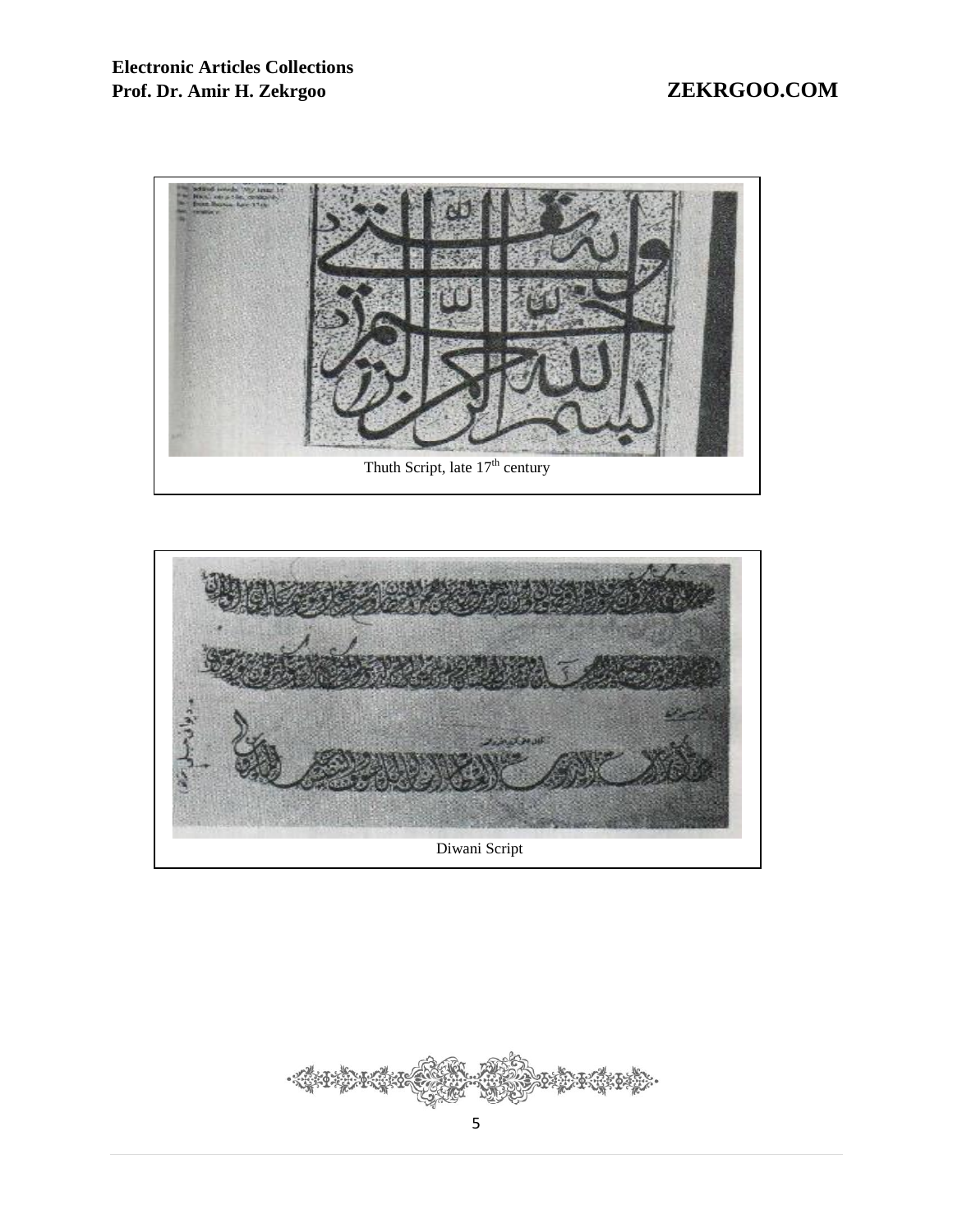Thuth Script, late 17th century

Diwani Script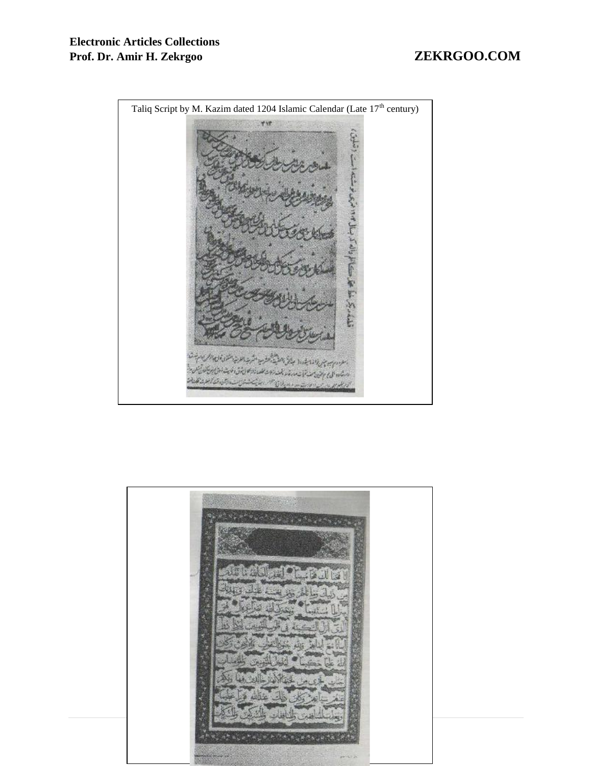Taliq Script by M. Kazim dated 1204 Islamic Calendar (Late 17th century)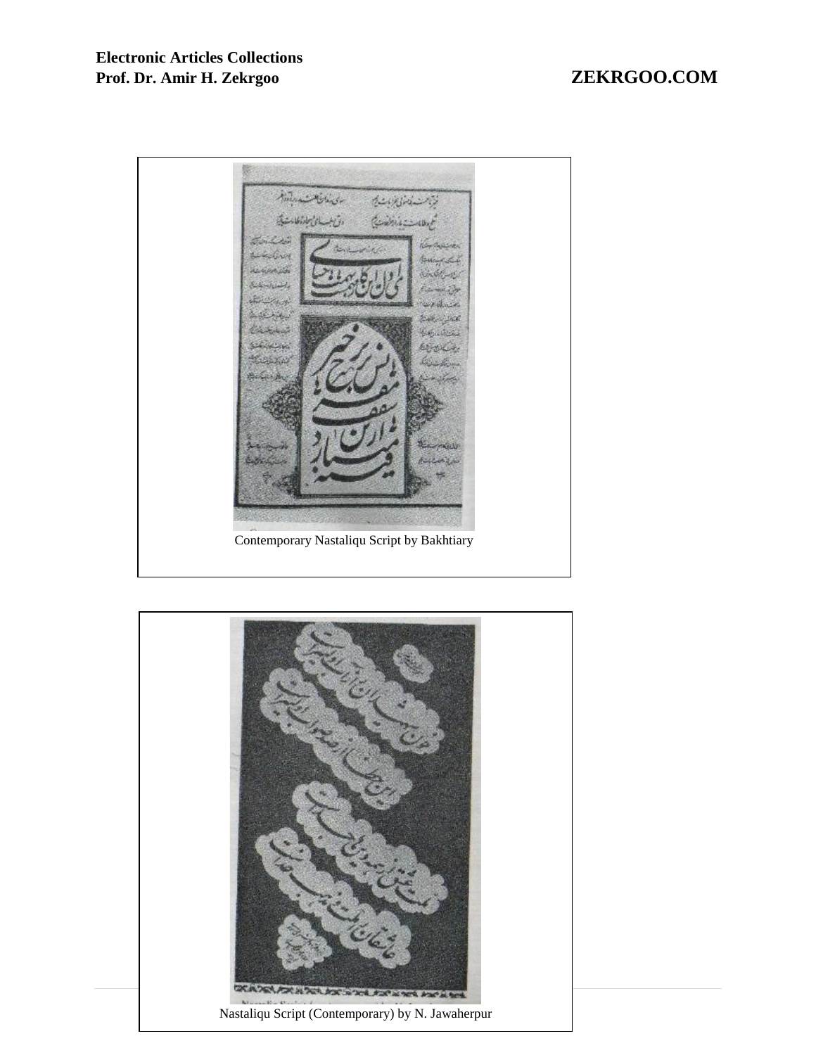Contemporary Nastaliqu Script by Bakhtiary

Nastaliqu Script (Contemporary) by N. Jawaherpur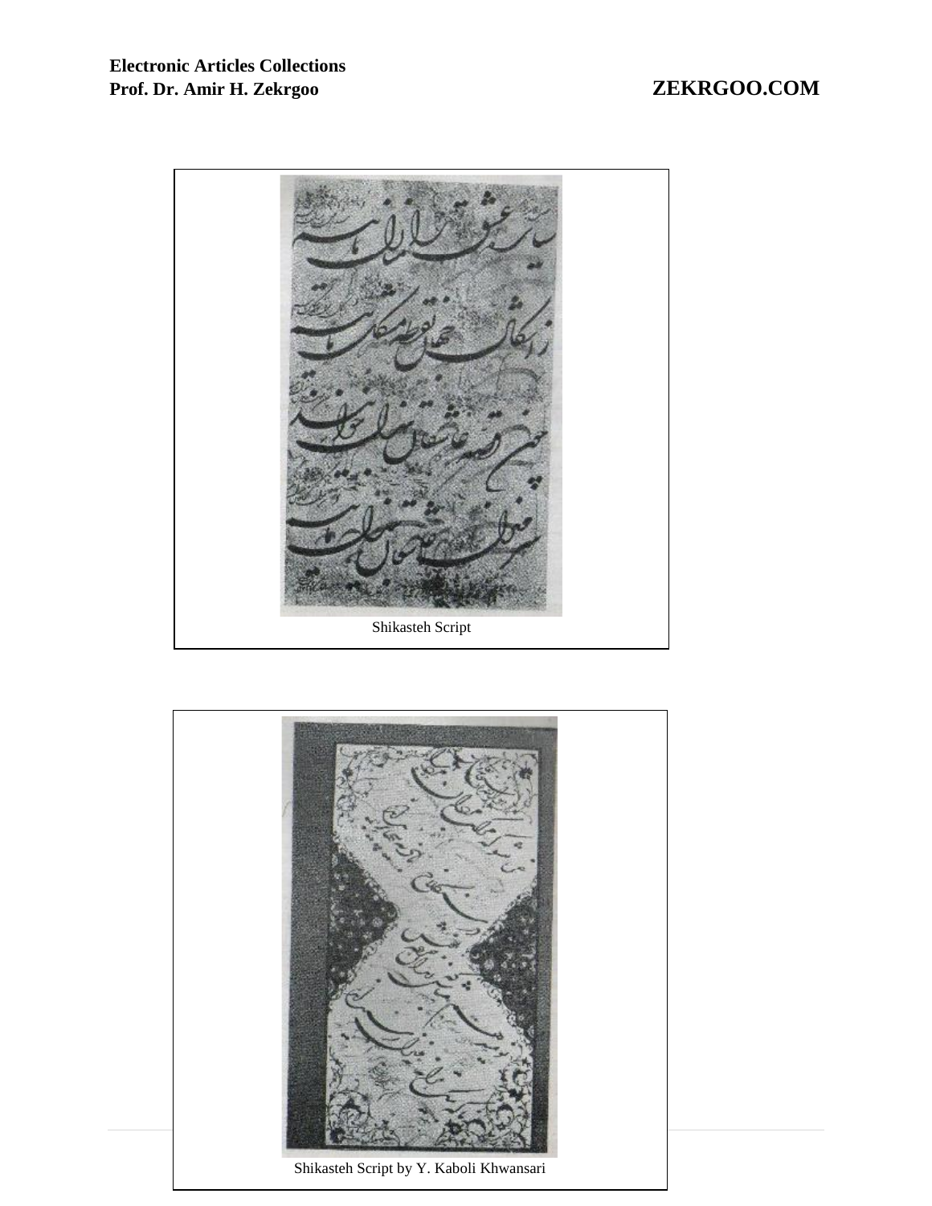Shikasteh Script

Shikasteh Script by Y. Kaboli Khwansari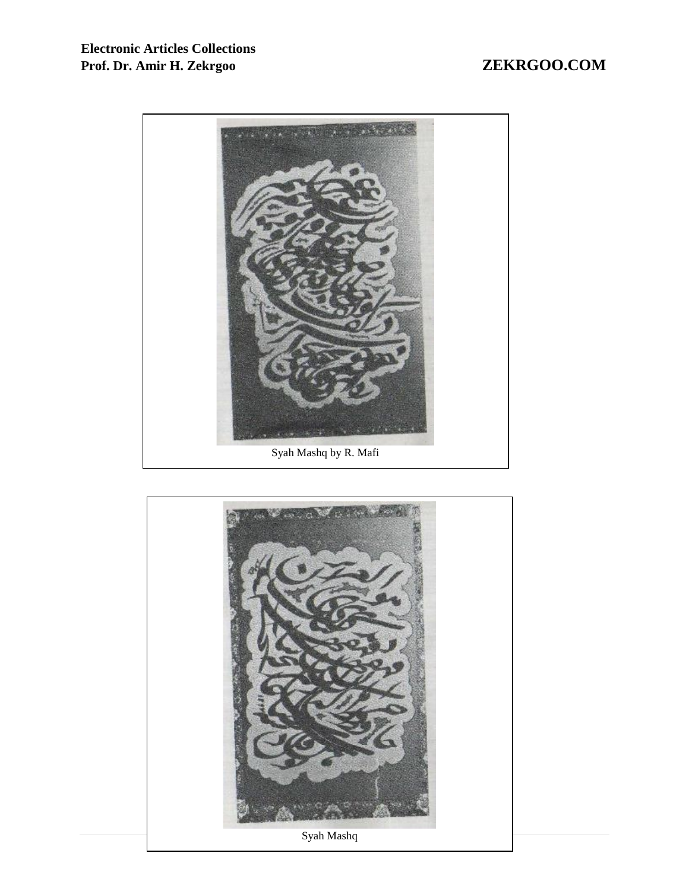Syah Mashq by R. Mafi

Syah Mashq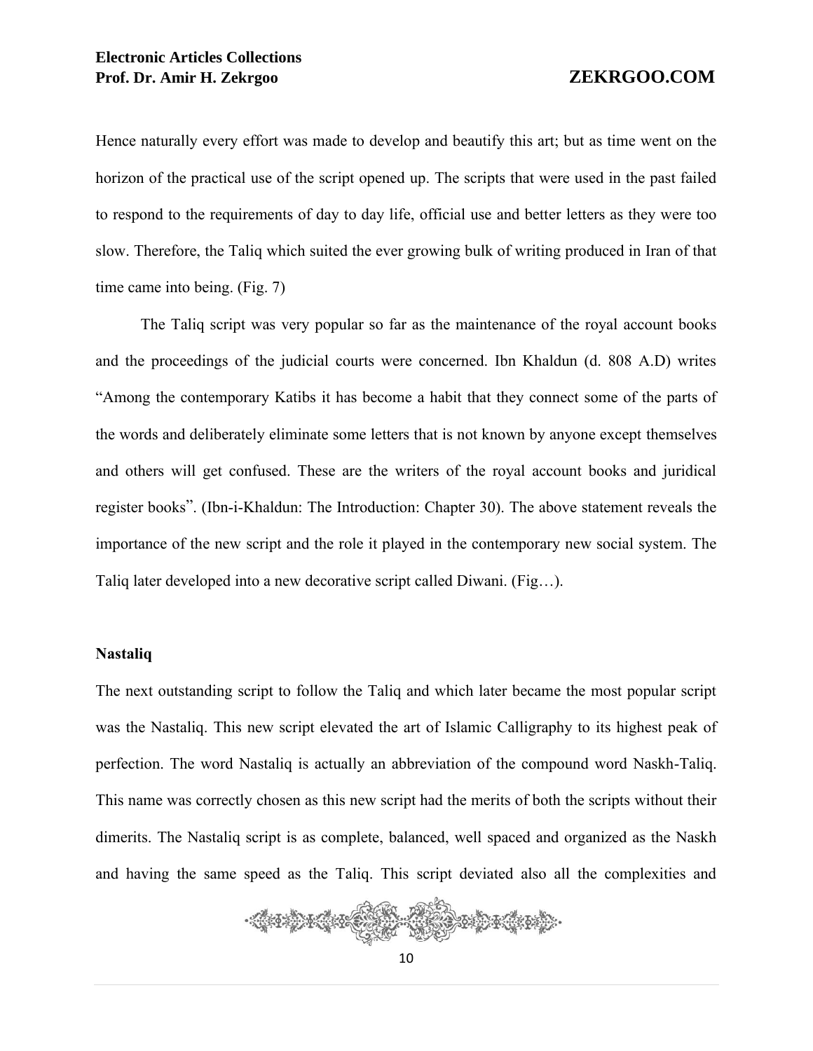Hence naturally every effort was made to develop and beautify this art; but as time went on the horizon of the practical use of the script opened up. The scripts that were used in the past failed to respond to the requirements of day to day life, official use and better letters as they were too slow. Therefore, the Taliq which suited the ever growing bulk of writing produced in Iran of that time came into being. (Fig. 7)

The Taliq script was very popular so far as the maintenance of the royal account books and the proceedings of the judicial courts were concerned. Ibn Khaldun (d. 808 A.D) writes "Among the contemporary Katibs it has become a habit that they connect some of the parts of the words and deliberately eliminate some letters that is not known by anyone except themselves and others will get confused. These are the writers of the royal account books and juridical register books". (Ibn-i-Khaldun: The Introduction: Chapter 30). The above statement reveals the importance of the new script and the role it played in the contemporary new social system. The Taliq later developed into a new decorative script called Diwani. (Fig…).

**Nastaliq**

The next outstanding script to follow the Taliq and which later became the most popular script was the Nastaliq. This new script elevated the art of Islamic Calligraphy to its highest peak of perfection. The word Nastaliq is actually an abbreviation of the compound word Naskh-Taliq. This name was correctly chosen as this new script had the merits of both the scripts without their dimerits. The Nastaliq script is as complete, balanced, well spaced and organized as the Naskh and having the same speed as the Taliq. This script deviated also all the complexities and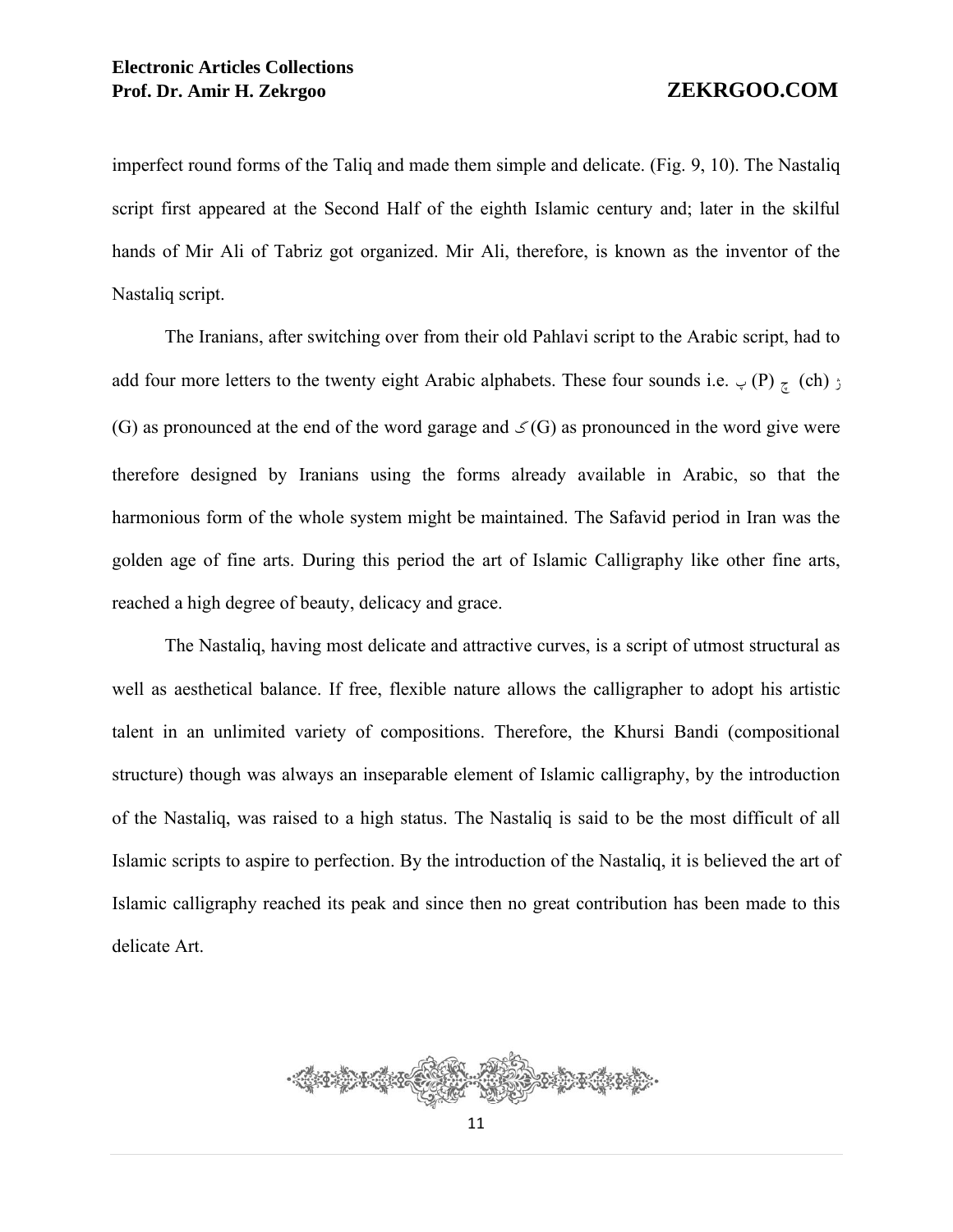imperfect round forms of the Taliq and made them simple and delicate. (Fig. 9, 10). The Nastaliq script first appeared at the Second Half of the eighth Islamic century and; later in the skilful hands of Mir Ali of Tabriz got organized. Mir Ali, therefore, is known as the inventor of the Nastaliq script.

The Iranians, after switching over from their old Pahlavi script to the Arabic script, had to add four more letters to the twenty eight Arabic alphabets. These four sounds i.e. پ (P) چ (ch) ژ (G) as pronounced at the end of the word garage and گ (G) as pronounced in the word give were therefore designed by Iranians using the forms already available in Arabic, so that the harmonious form of the whole system might be maintained. The Safavid period in Iran was the golden age of fine arts. During this period the art of Islamic Calligraphy like other fine arts, reached a high degree of beauty, delicacy and grace.

The Nastaliq, having most delicate and attractive curves, is a script of utmost structural as well as aesthetical balance. If free, flexible nature allows the calligrapher to adopt his artistic talent in an unlimited variety of compositions. Therefore, the Khursi Bandi (compositional structure) though was always an inseparable element of Islamic calligraphy, by the introduction of the Nastaliq, was raised to a high status. The Nastaliq is said to be the most difficult of all Islamic scripts to aspire to perfection. By the introduction of the Nastaliq, it is believed the art of Islamic calligraphy reached its peak and since then no great contribution has been made to this delicate Art.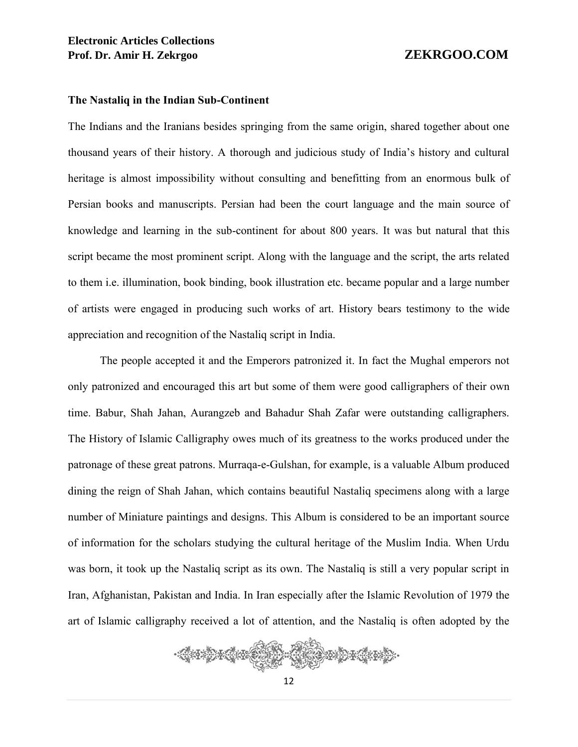**The Nastaliq in the Indian Sub-Continent**

The Indians and the Iranians besides springing from the same origin, shared together about one thousand years of their history. A thorough and judicious study of India's history and cultural heritage is almost impossibility without consulting and benefitting from an enormous bulk of Persian books and manuscripts. Persian had been the court language and the main source of knowledge and learning in the sub-continent for about 800 years. It was but natural that this script became the most prominent script. Along with the language and the script, the arts related to them i.e. illumination, book binding, book illustration etc. became popular and a large number of artists were engaged in producing such works of art. History bears testimony to the wide appreciation and recognition of the Nastaliq script in India.

The people accepted it and the Emperors patronized it. In fact the Mughal emperors not only patronized and encouraged this art but some of them were good calligraphers of their own time. Babur, Shah Jahan, Aurangzeb and Bahadur Shah Zafar were outstanding calligraphers. The History of Islamic Calligraphy owes much of its greatness to the works produced under the patronage of these great patrons. Murraqa-e-Gulshan, for example, is a valuable Album produced dining the reign of Shah Jahan, which contains beautiful Nastaliq specimens along with a large number of Miniature paintings and designs. This Album is considered to be an important source of information for the scholars studying the cultural heritage of the Muslim India. When Urdu was born, it took up the Nastaliq script as its own. The Nastaliq is still a very popular script in Iran, Afghanistan, Pakistan and India. In Iran especially after the Islamic Revolution of 1979 the art of Islamic calligraphy received a lot of attention, and the Nastaliq is often adopted by the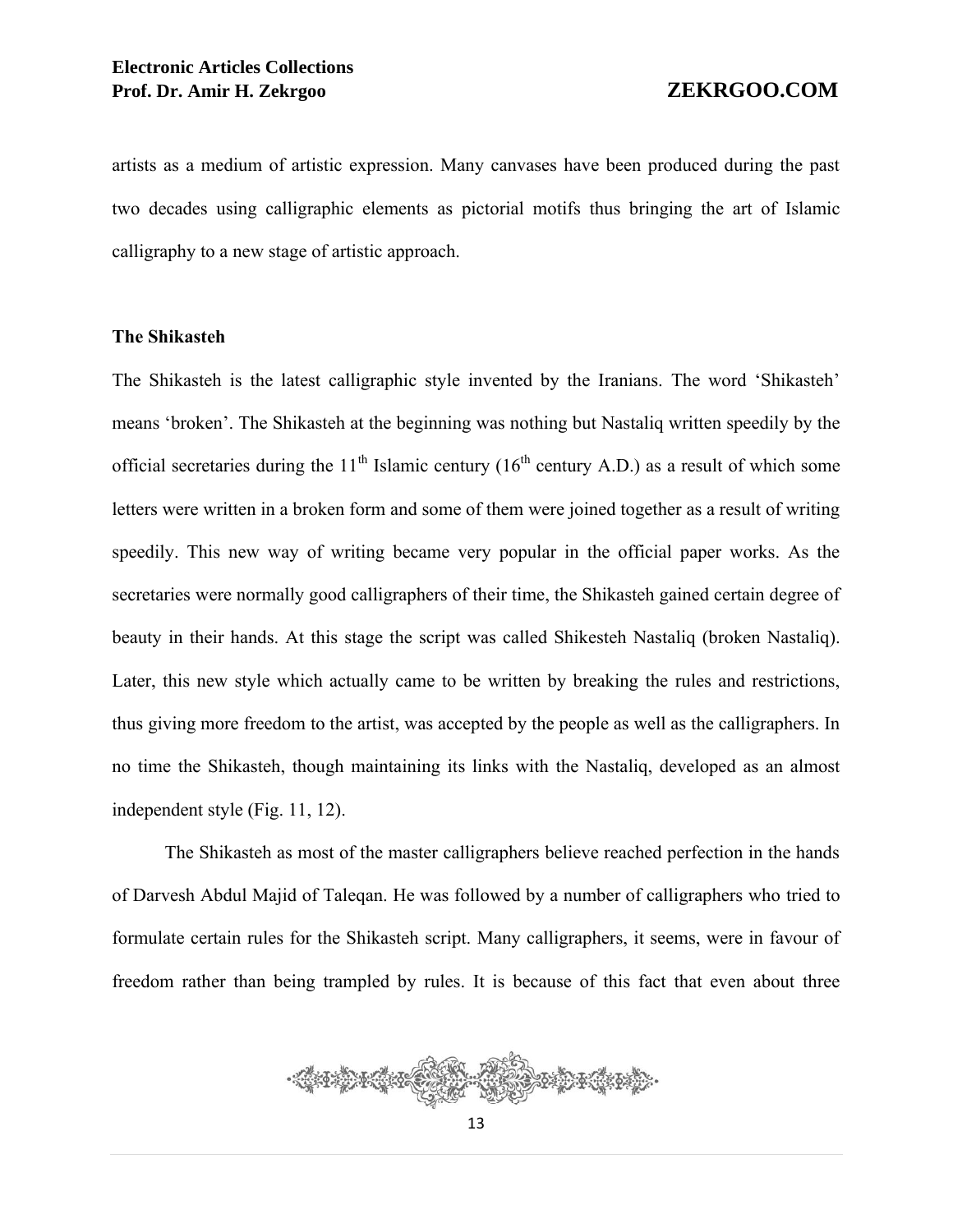artists as a medium of artistic expression. Many canvases have been produced during the past two decades using calligraphic elements as pictorial motifs thus bringing the art of Islamic calligraphy to a new stage of artistic approach.

## The Shikasteh

The Shikasteh is the latest calligraphic style invented by the Iranians. The word ‘Shikasteh’ means ‘broken’. The Shikasteh at the beginning was nothing but Nastaliq written speedily by the official secretaries during the 11th Islamic century (16th century A.D.) as a result of which some letters were written in a broken form and some of them were joined together as a result of writing speedily. This new way of writing became very popular in the official paper works. As the secretaries were normally good calligraphers of their time, the Shikasteh gained certain degree of beauty in their hands. At this stage the script was called Shikesteh Nastaliq (broken Nastaliq). Later, this new style which actually came to be written by breaking the rules and restrictions, thus giving more freedom to the artist, was accepted by the people as well as the calligraphers. In no time the Shikasteh, though maintaining its links with the Nastaliq, developed as an almost independent style (Fig. 11, 12).

The Shikasteh as most of the master calligraphers believe reached perfection in the hands of Darvesh Abdul Majid of Taleqan. He was followed by a number of calligraphers who tried to formulate certain rules for the Shikasteh script. Many calligraphers, it seems, were in favour of freedom rather than being trampled by rules. It is because of this fact that even about three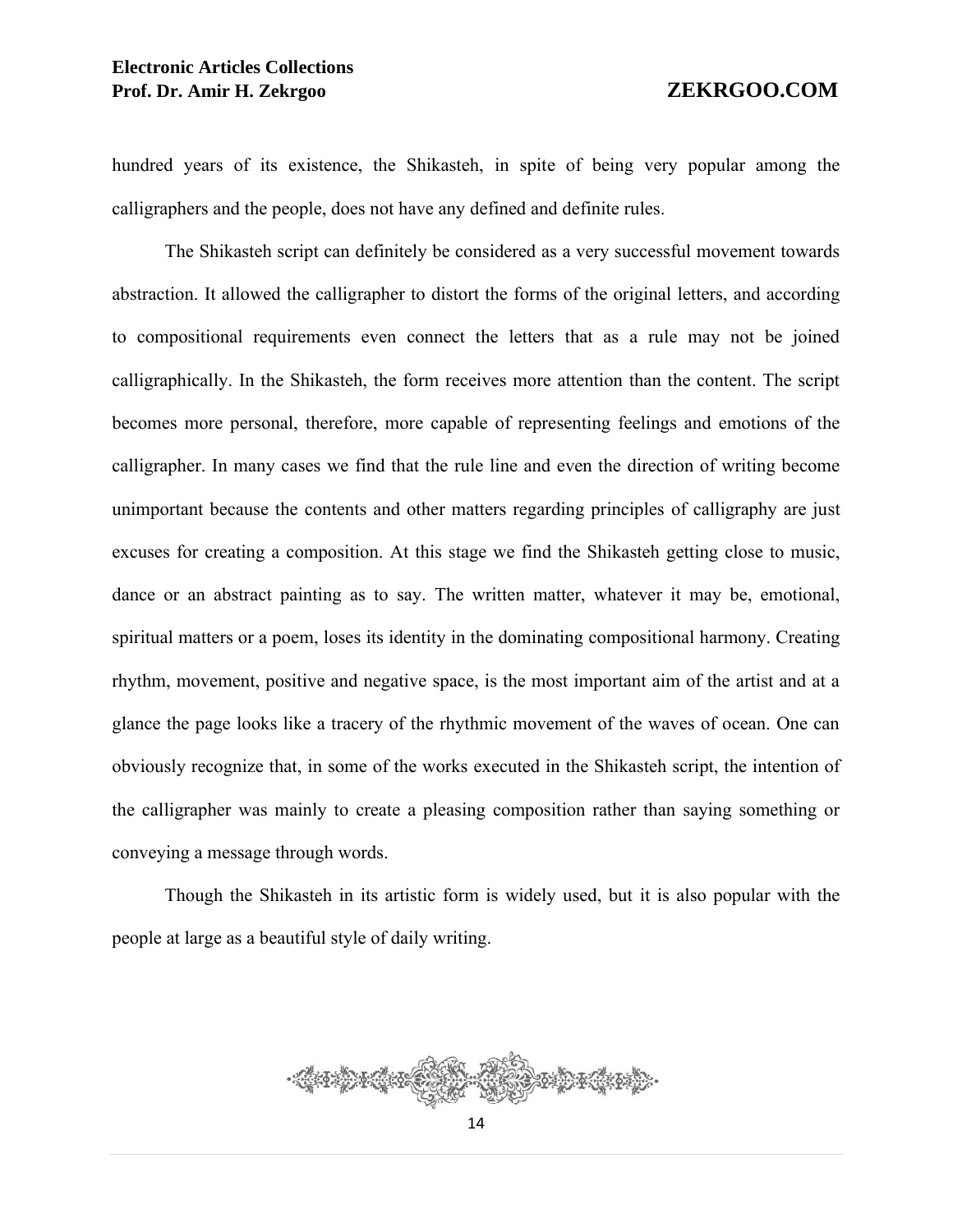hundred years of its existence, the Shikasteh, in spite of being very popular among the calligraphers and the people, does not have any defined and definite rules.

The Shikasteh script can definitely be considered as a very successful movement towards abstraction. It allowed the calligrapher to distort the forms of the original letters, and according to compositional requirements even connect the letters that as a rule may not be joined calligraphically. In the Shikasteh, the form receives more attention than the content. The script becomes more personal, therefore, more capable of representing feelings and emotions of the calligrapher. In many cases we find that the rule line and even the direction of writing become unimportant because the contents and other matters regarding principles of calligraphy are just excuses for creating a composition. At this stage we find the Shikasteh getting close to music, dance or an abstract painting as to say. The written matter, whatever it may be, emotional, spiritual matters or a poem, loses its identity in the dominating compositional harmony. Creating rhythm, movement, positive and negative space, is the most important aim of the artist and at a glance the page looks like a tracery of the rhythmic movement of the waves of ocean. One can obviously recognize that, in some of the works executed in the Shikasteh script, the intention of the calligrapher was mainly to create a pleasing composition rather than saying something or conveying a message through words.

Though the Shikasteh in its artistic form is widely used, but it is also popular with the people at large as a beautiful style of daily writing.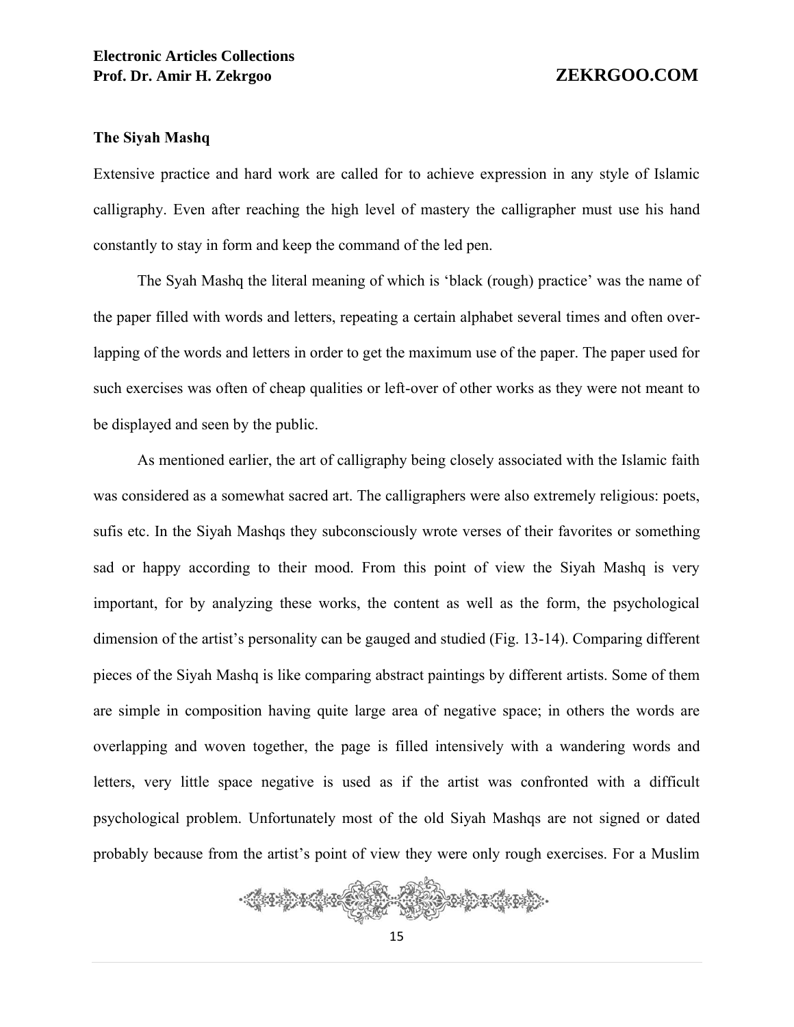### The Siyah Mashq

Extensive practice and hard work are called for to achieve expression in any style of Islamic calligraphy. Even after reaching the high level of mastery the calligrapher must use his hand constantly to stay in form and keep the command of the led pen.

The Syah Mashq the literal meaning of which is 'black (rough) practice' was the name of the paper filled with words and letters, repeating a certain alphabet several times and often over-lapping of the words and letters in order to get the maximum use of the paper. The paper used for such exercises was often of cheap qualities or left-over of other works as they were not meant to be displayed and seen by the public.

As mentioned earlier, the art of calligraphy being closely associated with the Islamic faith was considered as a somewhat sacred art. The calligraphers were also extremely religious: poets, sufis etc. In the Siyah Mashqs they subconsciously wrote verses of their favorites or something sad or happy according to their mood. From this point of view the Siyah Mashq is very important, for by analyzing these works, the content as well as the form, the psychological dimension of the artist's personality can be gauged and studied (Fig. 13-14). Comparing different pieces of the Siyah Mashq is like comparing abstract paintings by different artists. Some of them are simple in composition having quite large area of negative space; in others the words are overlapping and woven together, the page is filled intensively with a wandering words and letters, very little space negative is used as if the artist was confronted with a difficult psychological problem. Unfortunately most of the old Siyah Mashqs are not signed or dated probably because from the artist's point of view they were only rough exercises. For a Muslim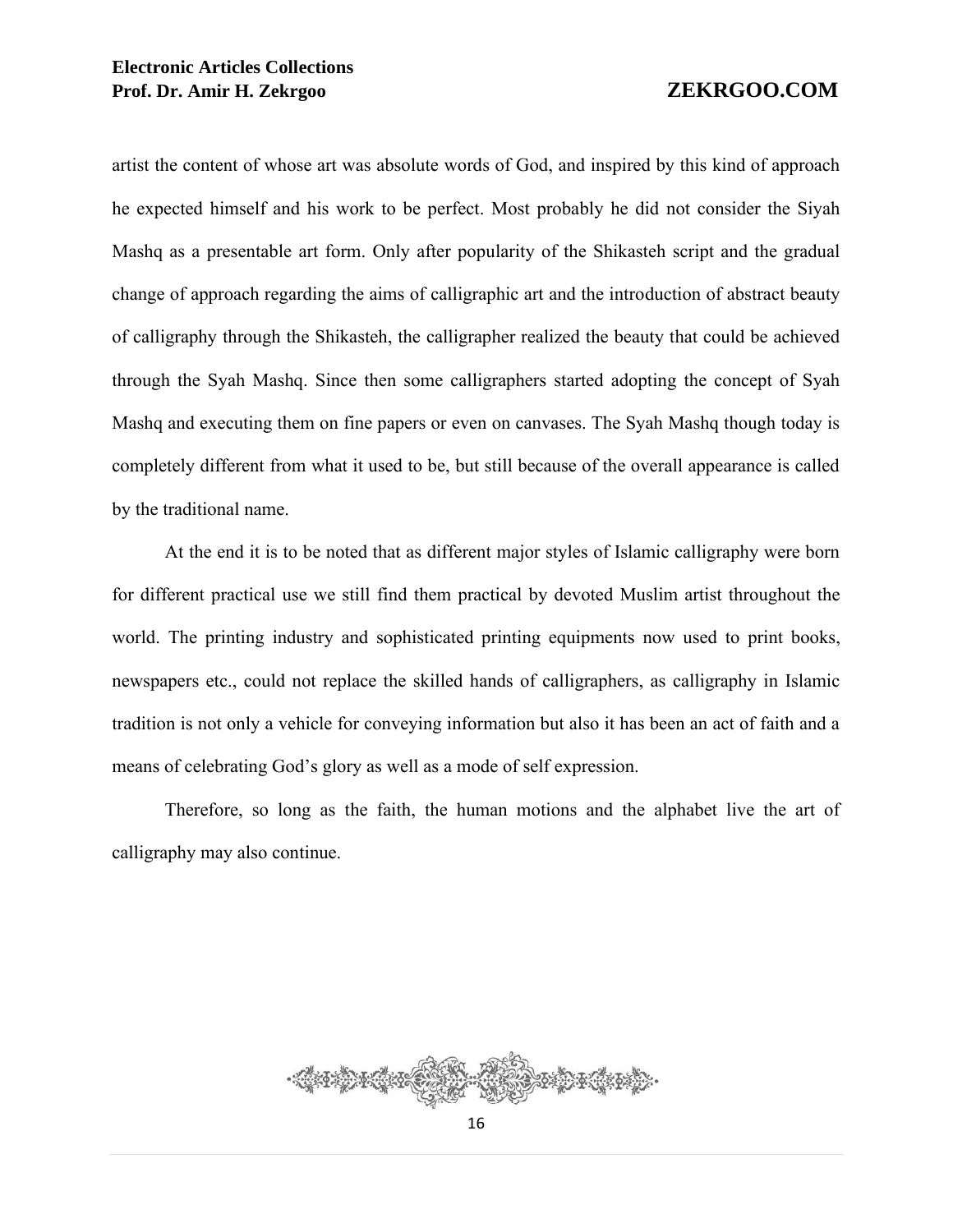artist the content of whose art was absolute words of God, and inspired by this kind of approach he expected himself and his work to be perfect. Most probably he did not consider the Siyah Mashq as a presentable art form. Only after popularity of the Shikasteh script and the gradual change of approach regarding the aims of calligraphic art and the introduction of abstract beauty of calligraphy through the Shikasteh, the calligrapher realized the beauty that could be achieved through the Syah Mashq. Since then some calligraphers started adopting the concept of Syah Mashq and executing them on fine papers or even on canvases. The Syah Mashq though today is completely different from what it used to be, but still because of the overall appearance is called by the traditional name.

At the end it is to be noted that as different major styles of Islamic calligraphy were born for different practical use we still find them practical by devoted Muslim artist throughout the world. The printing industry and sophisticated printing equipments now used to print books, newspapers etc., could not replace the skilled hands of calligraphers, as calligraphy in Islamic tradition is not only a vehicle for conveying information but also it has been an act of faith and a means of celebrating God's glory as well as a mode of self expression.

Therefore, so long as the faith, the human motions and the alphabet live the art of calligraphy may also continue.